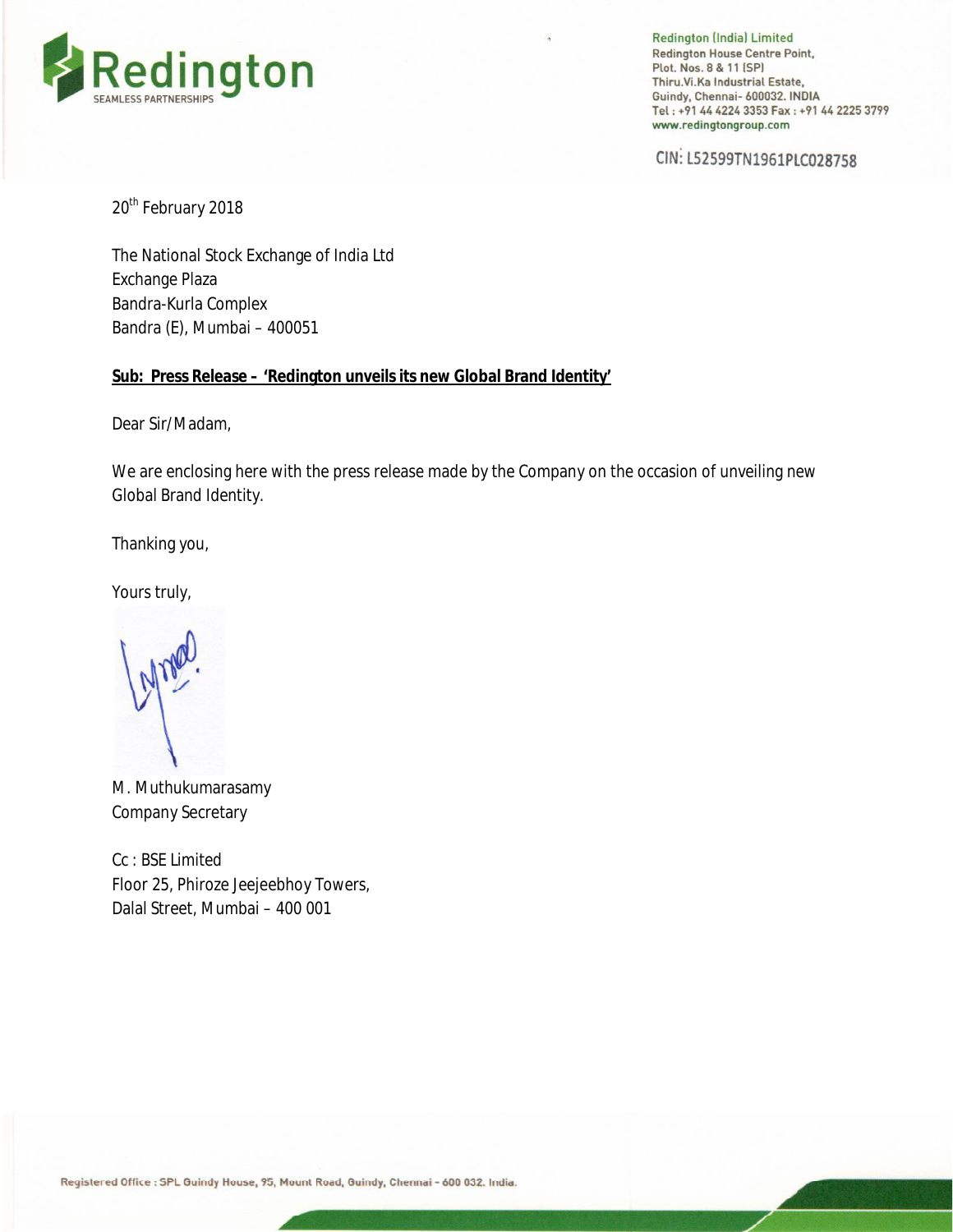Redington (India) Limited
Redington House Centre Point,
Plot. Nos. 8 & 11 (SP)
Thiru.Vi.Ka Industrial Estate,
Guindy, Chennai- 600032. INDIA
Tel : +91 44 4224 3353 Fax : +91 44 2225 3799
www.redingtongroup.com

CIN: L52599TN1961PLC028758

20th February 2018

The National Stock Exchange of India Ltd
Exchange Plaza
Bandra-Kurla Complex
Bandra (E), Mumbai – 400051

**Sub: Press Release – 'Redington unveils its new Global Brand Identity'**

Dear Sir/Madam,

We are enclosing here with the press release made by the Company on the occasion of unveiling new Global Brand Identity.

Thanking you,

Yours truly,

M. Muthukumarasamy
Company Secretary

Cc : BSE Limited
Floor 25, Phiroze Jeejeebhoy Towers,
Dalal Street, Mumbai – 400 001

Registered Office : SPL Guindy House, 95, Mount Road, Guindy, Chennai - 600 032. India.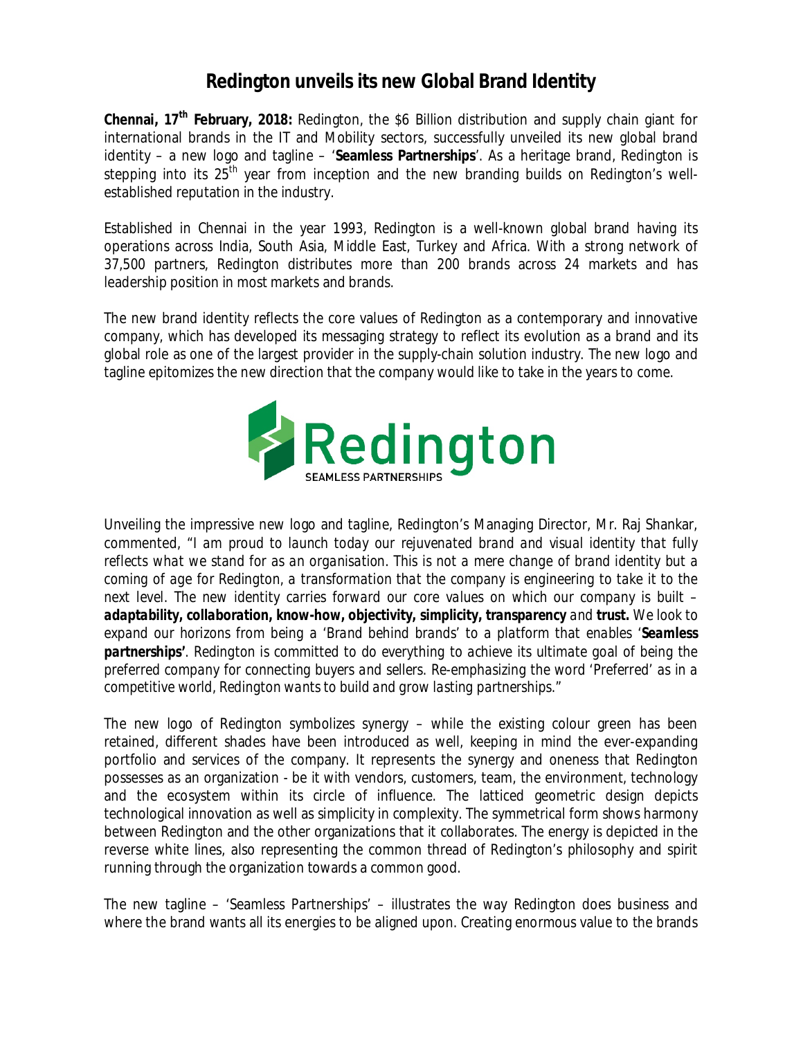# Redington unveils its new Global Brand Identity

**Chennai, 17th February, 2018:** Redington, the $6 Billion distribution and supply chain giant for international brands in the IT and Mobility sectors, successfully unveiled its new global brand identity – a new logo and tagline – '**Seamless Partnerships**'. As a heritage brand, Redington is stepping into its 25th year from inception and the new branding builds on Redington's well-established reputation in the industry.

Established in Chennai in the year 1993, Redington is a well-known global brand having its operations across India, South Asia, Middle East, Turkey and Africa. With a strong network of 37,500 partners, Redington distributes more than 200 brands across 24 markets and has leadership position in most markets and brands.

The new brand identity reflects the core values of Redington as a contemporary and innovative company, which has developed its messaging strategy to reflect its evolution as a brand and its global role as one of the largest provider in the supply-chain solution industry. The new logo and tagline epitomizes the new direction that the company would like to take in the years to come.

Redington
SEAMLESS PARTNERSHIPS

Unveiling the impressive new logo and tagline, Redington's Managing Director, Mr. Raj Shankar, commented, "*I am proud to launch today our rejuvenated brand and visual identity that fully reflects what we stand for as an organisation. This is not a mere change of brand identity but a coming of age for Redington, a transformation that the company is engineering to take it to the next level. The new identity carries forward our core values on which our company is built –* ***adaptability, collaboration, know-how, objectivity, simplicity, transparency*** *and* ***trust.*** *We look to expand our horizons from being a 'Brand behind brands' to a platform that enables '****Seamless partnerships'****. Redington is committed to do everything to achieve its ultimate goal of being the preferred company for connecting buyers and sellers. Re-emphasizing the word 'Preferred' as in a competitive world, Redington wants to build and grow lasting partnerships.*"

The new logo of Redington symbolizes synergy – while the existing colour green has been retained, different shades have been introduced as well, keeping in mind the ever-expanding portfolio and services of the company. It represents the synergy and oneness that Redington possesses as an organization - be it with vendors, customers, team, the environment, technology and the ecosystem within its circle of influence. The latticed geometric design depicts technological innovation as well as simplicity in complexity. The symmetrical form shows harmony between Redington and the other organizations that it collaborates. The energy is depicted in the reverse white lines, also representing the common thread of Redington's philosophy and spirit running through the organization towards a common good.

The new tagline – 'Seamless Partnerships' – illustrates the way Redington does business and where the brand wants all its energies to be aligned upon. Creating enormous value to the brands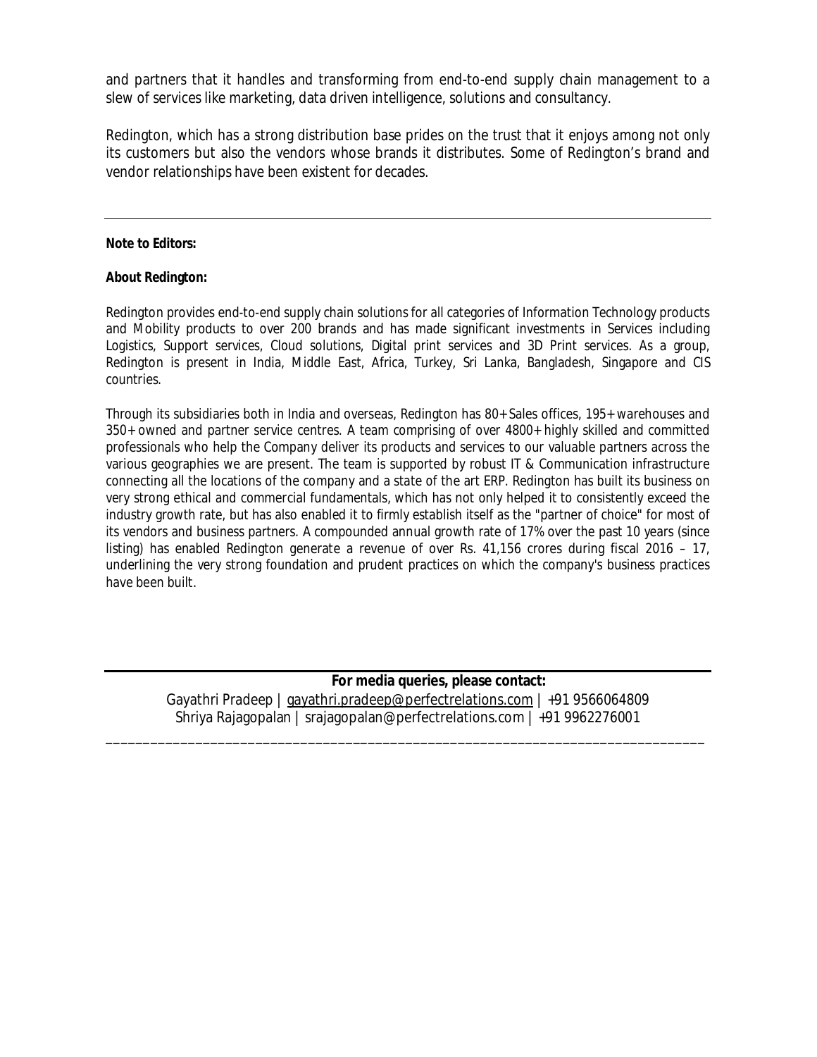and partners that it handles and transforming from end-to-end supply chain management to a slew of services like marketing, data driven intelligence, solutions and consultancy.

Redington, which has a strong distribution base prides on the trust that it enjoys among not only its customers but also the vendors whose brands it distributes. Some of Redington's brand and vendor relationships have been existent for decades.

---

**Note to Editors:**

**About Redington:**

Redington provides end-to-end supply chain solutions for all categories of Information Technology products and Mobility products to over 200 brands and has made significant investments in Services including Logistics, Support services, Cloud solutions, Digital print services and 3D Print services. As a group, Redington is present in India, Middle East, Africa, Turkey, Sri Lanka, Bangladesh, Singapore and CIS countries.

Through its subsidiaries both in India and overseas, Redington has 80+ Sales offices, 195+ warehouses and 350+ owned and partner service centres. A team comprising of over 4800+ highly skilled and committed professionals who help the Company deliver its products and services to our valuable partners across the various geographies we are present. The team is supported by robust IT & Communication infrastructure connecting all the locations of the company and a state of the art ERP. Redington has built its business on very strong ethical and commercial fundamentals, which has not only helped it to consistently exceed the industry growth rate, but has also enabled it to firmly establish itself as the "partner of choice" for most of its vendors and business partners. A compounded annual growth rate of 17% over the past 10 years (since listing) has enabled Redington generate a revenue of over Rs. 41,156 crores during fiscal 2016 – 17, underlining the very strong foundation and prudent practices on which the company's business practices have been built.

---

**For media queries, please contact:**

Gayathri Pradeep | gayathri.pradeep@perfectrelations.com | +91 9566064809

Shriya Rajagopalan | srajagopalan@perfectrelations.com | +91 9962276001

---